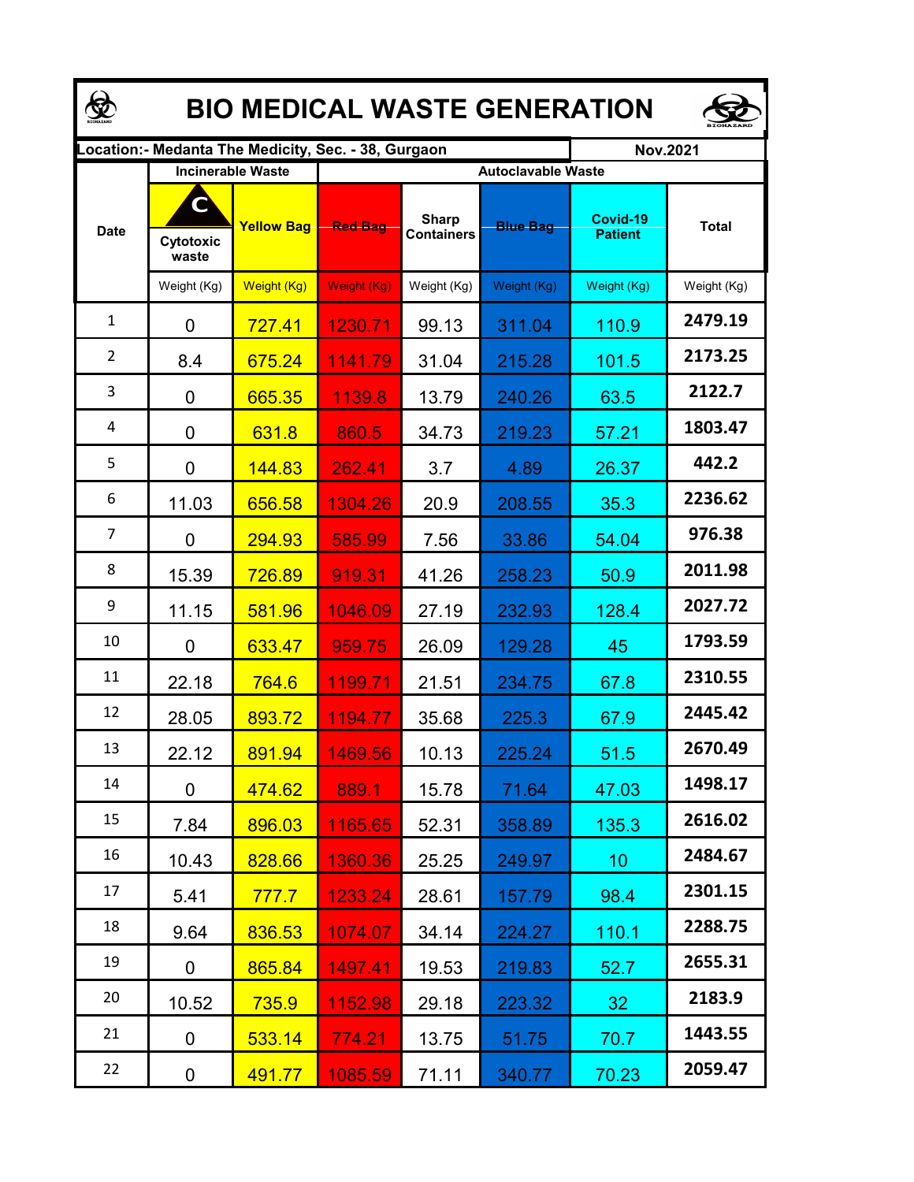# BIO MEDICAL WASTE GENERATION

| Location:- Medanta The Medicity, Sec. - 38, Gurgaon | | | | | | | Nov.2021 |
|---|---|---|---|---|---|---|---|
| Date | Incinerable Waste | | Autoclavable Waste | | | | |
| | Cytotoxic waste | Yellow Bag | Red Bag | Sharp Containers | Blue Bag | Covid-19 Patient | Total |
| | Weight (Kg) | Weight (Kg) | Weight (Kg) | Weight (Kg) | Weight (Kg) | Weight (Kg) | Weight (Kg) |
| 1 | 0 | 727.41 | 1230.71 | 99.13 | 311.04 | 110.9 | 2479.19 |
| 2 | 8.4 | 675.24 | 1141.79 | 31.04 | 215.28 | 101.5 | 2173.25 |
| 3 | 0 | 665.35 | 1139.8 | 13.79 | 240.26 | 63.5 | 2122.7 |
| 4 | 0 | 631.8 | 860.5 | 34.73 | 219.23 | 57.21 | 1803.47 |
| 5 | 0 | 144.83 | 262.41 | 3.7 | 4.89 | 26.37 | 442.2 |
| 6 | 11.03 | 656.58 | 1304.26 | 20.9 | 208.55 | 35.3 | 2236.62 |
| 7 | 0 | 294.93 | 585.99 | 7.56 | 33.86 | 54.04 | 976.38 |
| 8 | 15.39 | 726.89 | 919.31 | 41.26 | 258.23 | 50.9 | 2011.98 |
| 9 | 11.15 | 581.96 | 1046.09 | 27.19 | 232.93 | 128.4 | 2027.72 |
| 10 | 0 | 633.47 | 959.75 | 26.09 | 129.28 | 45 | 1793.59 |
| 11 | 22.18 | 764.6 | 1199.71 | 21.51 | 234.75 | 67.8 | 2310.55 |
| 12 | 28.05 | 893.72 | 1194.77 | 35.68 | 225.3 | 67.9 | 2445.42 |
| 13 | 22.12 | 891.94 | 1469.56 | 10.13 | 225.24 | 51.5 | 2670.49 |
| 14 | 0 | 474.62 | 889.1 | 15.78 | 71.64 | 47.03 | 1498.17 |
| 15 | 7.84 | 896.03 | 1165.65 | 52.31 | 358.89 | 135.3 | 2616.02 |
| 16 | 10.43 | 828.66 | 1360.36 | 25.25 | 249.97 | 10 | 2484.67 |
| 17 | 5.41 | 777.7 | 1233.24 | 28.61 | 157.79 | 98.4 | 2301.15 |
| 18 | 9.64 | 836.53 | 1074.07 | 34.14 | 224.27 | 110.1 | 2288.75 |
| 19 | 0 | 865.84 | 1497.41 | 19.53 | 219.83 | 52.7 | 2655.31 |
| 20 | 10.52 | 735.9 | 1152.98 | 29.18 | 223.32 | 32 | 2183.9 |
| 21 | 0 | 533.14 | 774.21 | 13.75 | 51.75 | 70.7 | 1443.55 |
| 22 | 0 | 491.77 | 1085.59 | 71.11 | 340.77 | 70.23 | 2059.47 |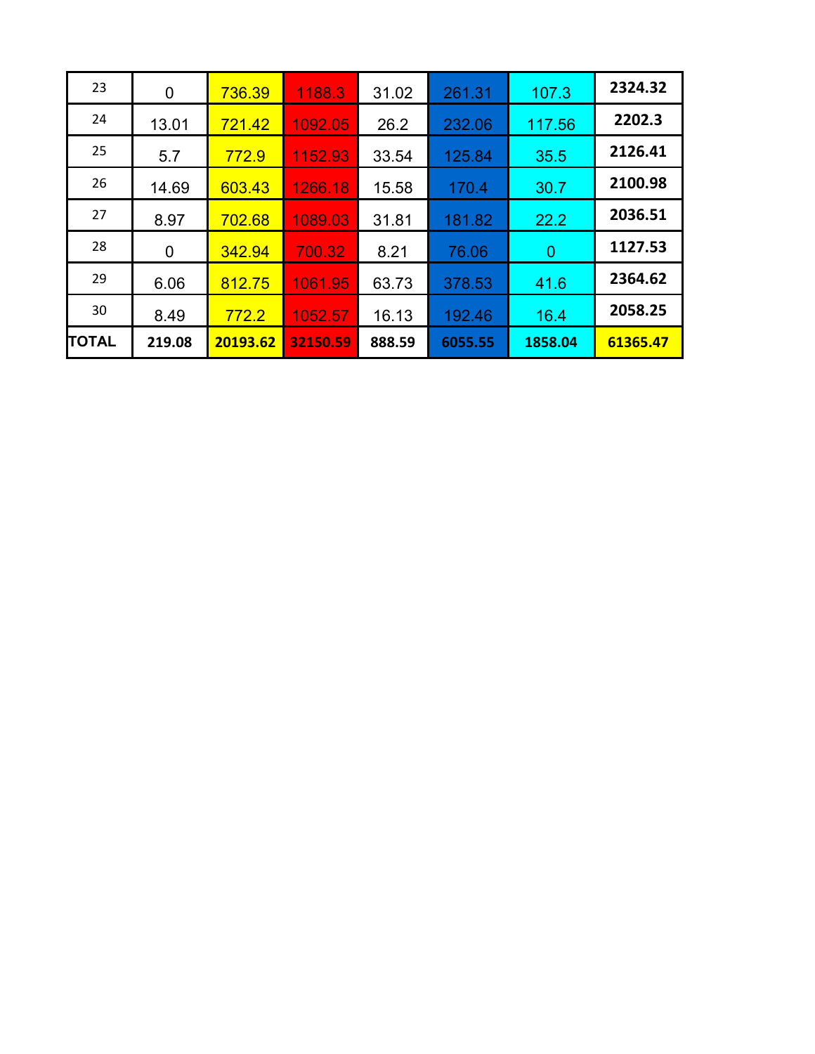| | | | | | | | |
|---|---|---|---|---|---|---|---|
| 23 | 0 | 736.39 | 1188.3 | 31.02 | 261.31 | 107.3 | **2324.32** |
| 24 | 13.01 | 721.42 | 1092.05 | 26.2 | 232.06 | 117.56 | **2202.3** |
| 25 | 5.7 | 772.9 | 1152.93 | 33.54 | 125.84 | 35.5 | **2126.41** |
| 26 | 14.69 | 603.43 | 1266.18 | 15.58 | 170.4 | 30.7 | **2100.98** |
| 27 | 8.97 | 702.68 | 1089.03 | 31.81 | 181.82 | 22.2 | **2036.51** |
| 28 | 0 | 342.94 | 700.32 | 8.21 | 76.06 | 0 | **1127.53** |
| 29 | 6.06 | 812.75 | 1061.95 | 63.73 | 378.53 | 41.6 | **2364.62** |
| 30 | 8.49 | 772.2 | 1052.57 | 16.13 | 192.46 | 16.4 | **2058.25** |
| **TOTAL** | **219.08** | **20193.62** | **32150.59** | **888.59** | **6055.55** | **1858.04** | **61365.47** |